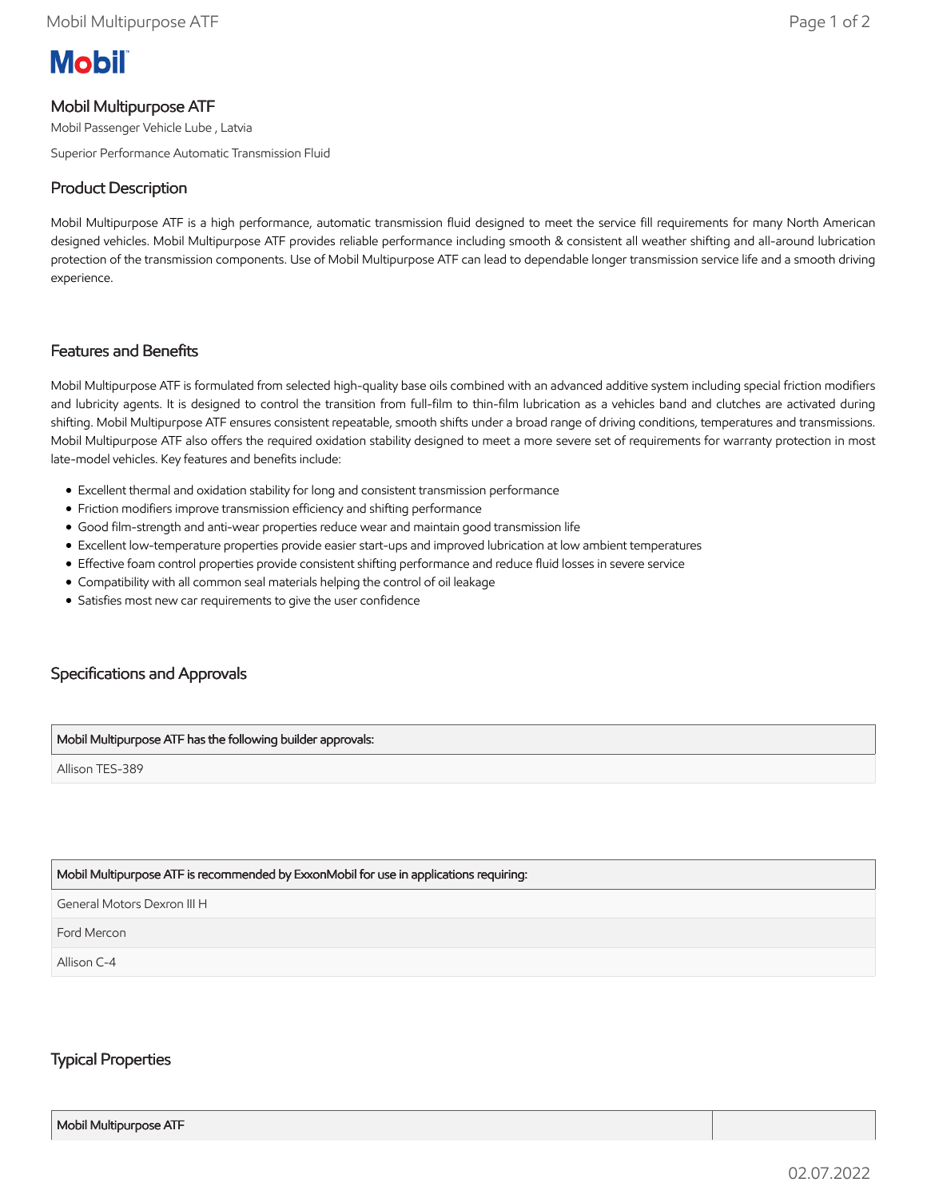Mobil

# Mobil Multipurpose ATF

Mobil Passenger Vehicle Lube , Latvia

Superior Performance Automatic Transmission Fluid

## Product Description

Mobil Multipurpose ATF is a high performance, automatic transmission fluid designed to meet the service fill requirements for many North American designed vehicles. Mobil Multipurpose ATF provides reliable performance including smooth & consistent all weather shifting and all-around lubrication protection of the transmission components. Use of Mobil Multipurpose ATF can lead to dependable longer transmission service life and a smooth driving experience.

## Features and Benefits

Mobil Multipurpose ATF is formulated from selected high-quality base oils combined with an advanced additive system including special friction modifiers and lubricity agents. It is designed to control the transition from full-film to thin-film lubrication as a vehicles band and clutches are activated during shifting. Mobil Multipurpose ATF ensures consistent repeatable, smooth shifts under a broad range of driving conditions, temperatures and transmissions. Mobil Multipurpose ATF also offers the required oxidation stability designed to meet a more severe set of requirements for warranty protection in most late-model vehicles. Key features and benefits include:

- Excellent thermal and oxidation stability for long and consistent transmission performance
- Friction modifiers improve transmission efficiency and shifting performance
- Good film-strength and anti-wear properties reduce wear and maintain good transmission life
- Excellent low-temperature properties provide easier start-ups and improved lubrication at low ambient temperatures
- Effective foam control properties provide consistent shifting performance and reduce fluid losses in severe service
- Compatibility with all common seal materials helping the control of oil leakage
- Satisfies most new car requirements to give the user confidence

## Specifications and Approvals

| Mobil Multipurpose ATF has the following builder approvals: |
|---|
| Allison TES-389 |

| Mobil Multipurpose ATF is recommended by ExxonMobil for use in applications requiring: |
|---|
| General Motors Dexron III H |
| Ford Mercon |
| Allison C-4 |

## Typical Properties

| Mobil Multipurpose ATF | |
|---|---|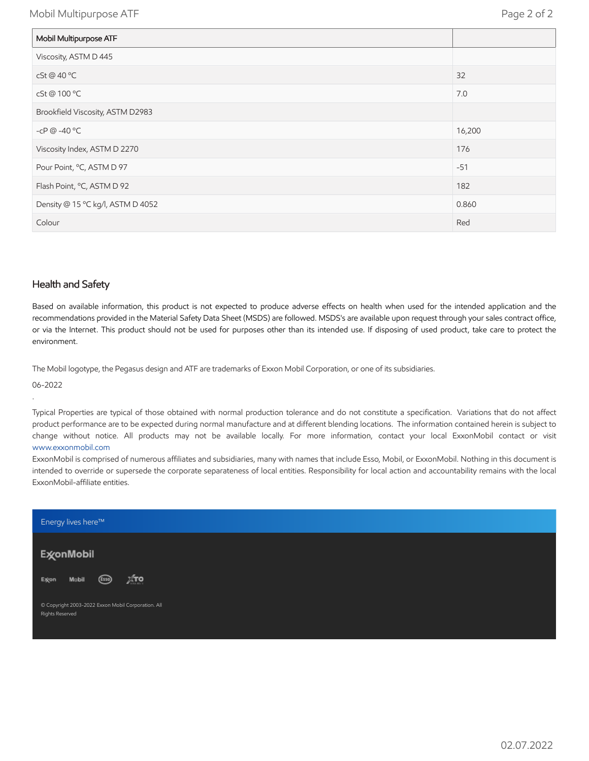| Mobil Multipurpose ATF | |
|---|---|
| Viscosity, ASTM D 445 | |
| cSt @ 40 ºC | 32 |
| cSt @ 100 ºC | 7.0 |
| Brookfield Viscosity, ASTM D2983 | |
| -cP @ -40 ºC | 16,200 |
| Viscosity Index, ASTM D 2270 | 176 |
| Pour Point, ºC, ASTM D 97 | -51 |
| Flash Point, ºC, ASTM D 92 | 182 |
| Density @ 15 ºC kg/l, ASTM D 4052 | 0.860 |
| Colour | Red |

## Health and Safety

Based on available information, this product is not expected to produce adverse effects on health when used for the intended application and the recommendations provided in the Material Safety Data Sheet (MSDS) are followed. MSDS's are available upon request through your sales contract office, or via the Internet. This product should not be used for purposes other than its intended use. If disposing of used product, take care to protect the environment.

The Mobil logotype, the Pegasus design and ATF are trademarks of Exxon Mobil Corporation, or one of its subsidiaries.

06-2022

.

Typical Properties are typical of those obtained with normal production tolerance and do not constitute a specification. Variations that do not affect product performance are to be expected during normal manufacture and at different blending locations. The information contained herein is subject to change without notice. All products may not be available locally. For more information, contact your local ExxonMobil contact or visit www.exxonmobil.com

ExxonMobil is comprised of numerous affiliates and subsidiaries, many with names that include Esso, Mobil, or ExxonMobil. Nothing in this document is intended to override or supersede the corporate separateness of local entities. Responsibility for local action and accountability remains with the local ExxonMobil-affiliate entities.

Energy lives here™

ExxonMobil

© Copyright 2003-2022 Exxon Mobil Corporation. All Rights Reserved